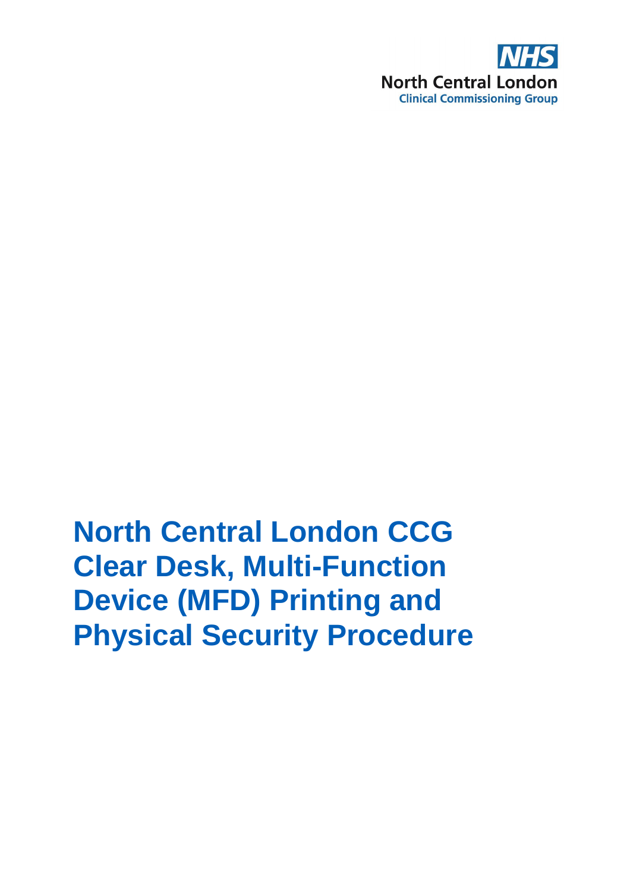NHS

North Central London

Clinical Commissioning Group

# North Central London CCG Clear Desk, Multi-Function Device (MFD) Printing and Physical Security Procedure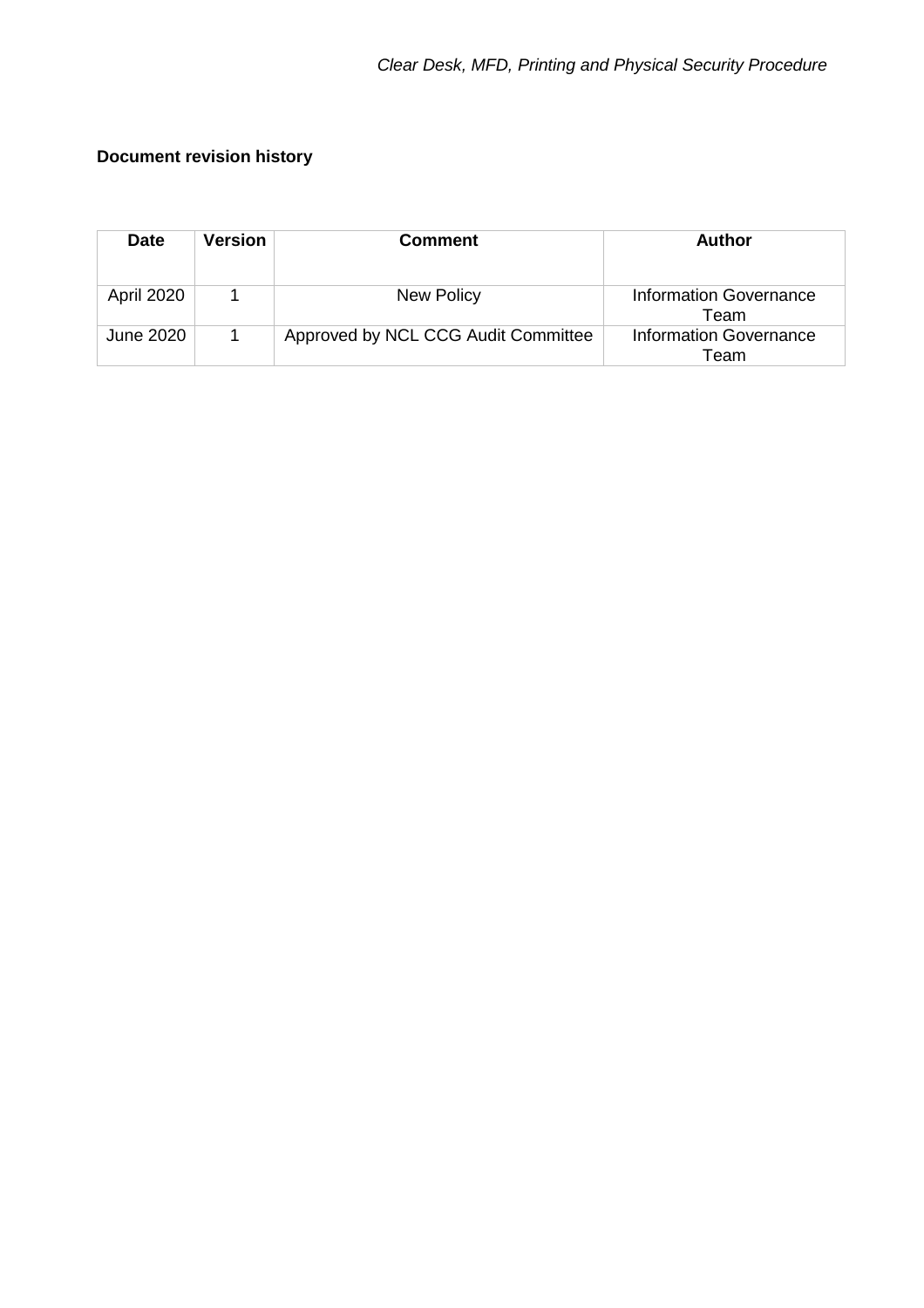**Document revision history**

| Date | Version | Comment | Author |
|---|---|---|---|
| April 2020 | 1 | New Policy | Information Governance Team |
| June 2020 | 1 | Approved by NCL CCG Audit Committee | Information Governance Team |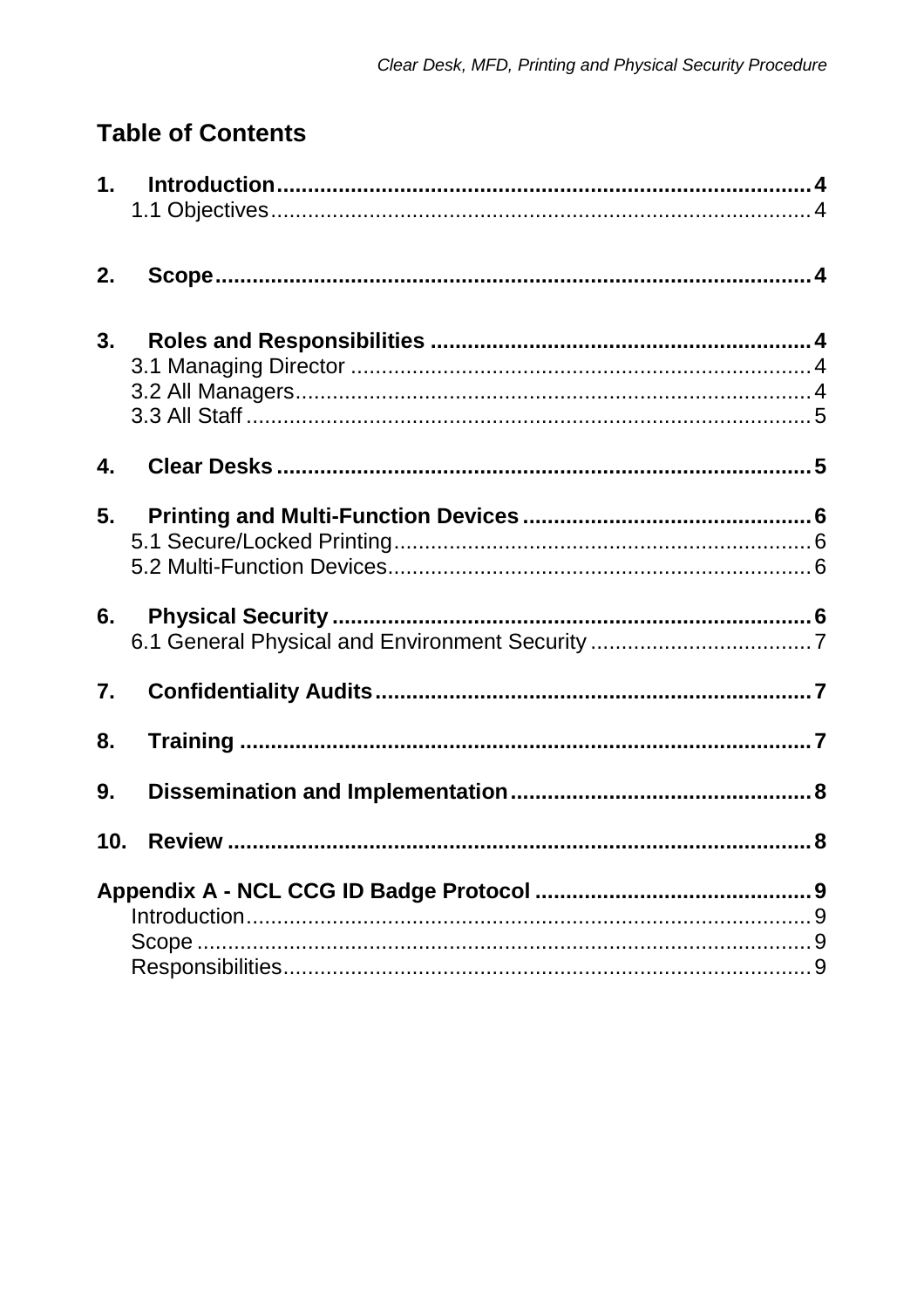## Table of Contents

**1. Introduction** .......... **4**
  1.1 Objectives .......... 4

**2. Scope** .......... **4**

**3. Roles and Responsibilities** .......... **4**
  3.1 Managing Director .......... 4
  3.2 All Managers .......... 4
  3.3 All Staff .......... 5

**4. Clear Desks** .......... **5**

**5. Printing and Multi-Function Devices** .......... **6**
  5.1 Secure/Locked Printing .......... 6
  5.2 Multi-Function Devices .......... 6

**6. Physical Security** .......... **6**
  6.1 General Physical and Environment Security .......... 7

**7. Confidentiality Audits** .......... **7**

**8. Training** .......... **7**

**9. Dissemination and Implementation** .......... **8**

**10. Review** .......... **8**

**Appendix A - NCL CCG ID Badge Protocol** .......... **9**
  Introduction .......... 9
  Scope .......... 9
  Responsibilities .......... 9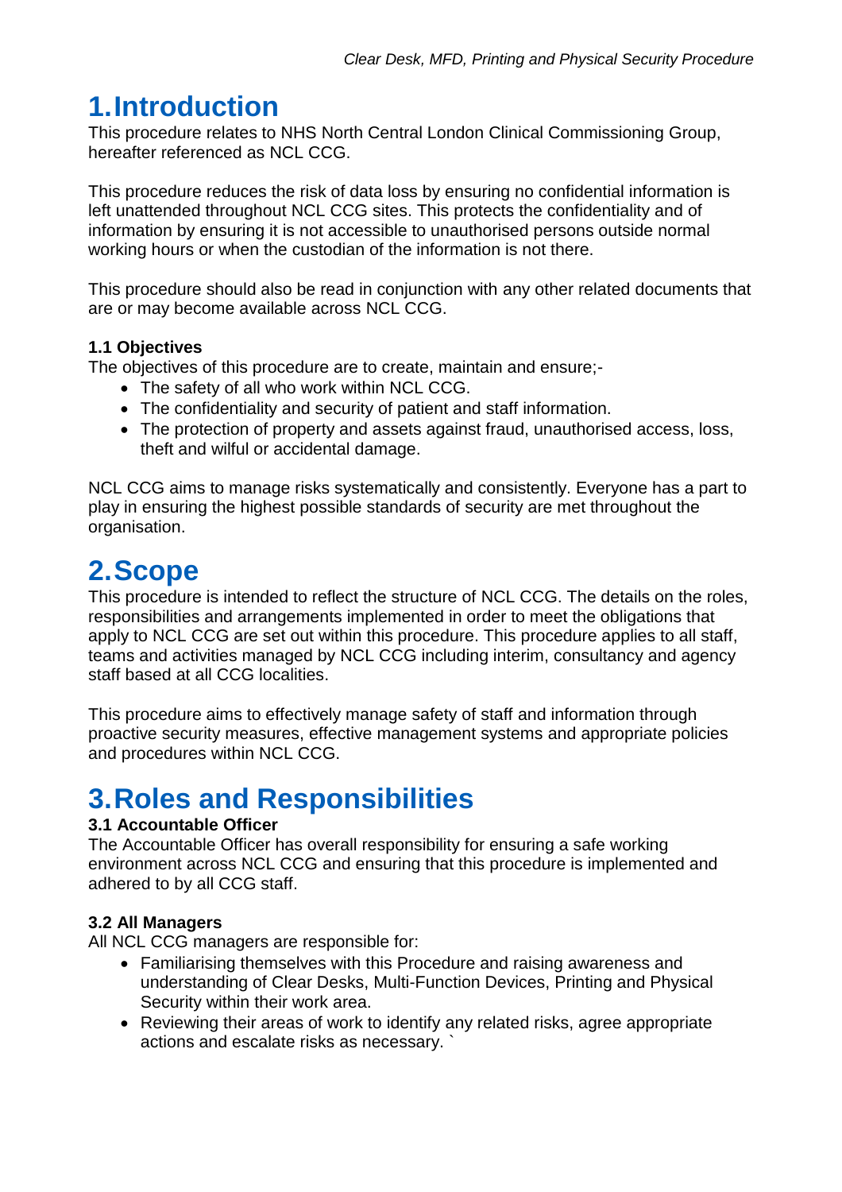# 1. Introduction

This procedure relates to NHS North Central London Clinical Commissioning Group, hereafter referenced as NCL CCG.

This procedure reduces the risk of data loss by ensuring no confidential information is left unattended throughout NCL CCG sites. This protects the confidentiality and of information by ensuring it is not accessible to unauthorised persons outside normal working hours or when the custodian of the information is not there.

This procedure should also be read in conjunction with any other related documents that are or may become available across NCL CCG.

### 1.1 Objectives

The objectives of this procedure are to create, maintain and ensure;-

- The safety of all who work within NCL CCG.
- The confidentiality and security of patient and staff information.
- The protection of property and assets against fraud, unauthorised access, loss, theft and wilful or accidental damage.

NCL CCG aims to manage risks systematically and consistently. Everyone has a part to play in ensuring the highest possible standards of security are met throughout the organisation.

# 2. Scope

This procedure is intended to reflect the structure of NCL CCG. The details on the roles, responsibilities and arrangements implemented in order to meet the obligations that apply to NCL CCG are set out within this procedure. This procedure applies to all staff, teams and activities managed by NCL CCG including interim, consultancy and agency staff based at all CCG localities.

This procedure aims to effectively manage safety of staff and information through proactive security measures, effective management systems and appropriate policies and procedures within NCL CCG.

# 3. Roles and Responsibilities

### 3.1 Accountable Officer

The Accountable Officer has overall responsibility for ensuring a safe working environment across NCL CCG and ensuring that this procedure is implemented and adhered to by all CCG staff.

### 3.2 All Managers

All NCL CCG managers are responsible for:

- Familiarising themselves with this Procedure and raising awareness and understanding of Clear Desks, Multi-Function Devices, Printing and Physical Security within their work area.
- Reviewing their areas of work to identify any related risks, agree appropriate actions and escalate risks as necessary. `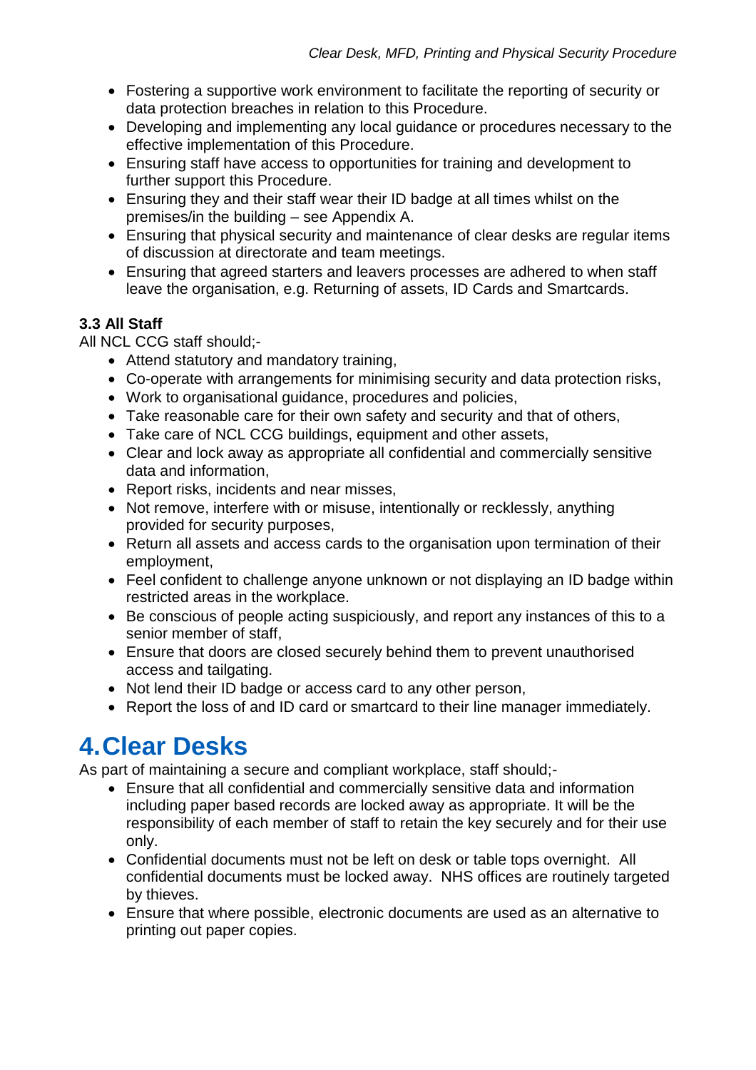- Fostering a supportive work environment to facilitate the reporting of security or data protection breaches in relation to this Procedure.
- Developing and implementing any local guidance or procedures necessary to the effective implementation of this Procedure.
- Ensuring staff have access to opportunities for training and development to further support this Procedure.
- Ensuring they and their staff wear their ID badge at all times whilst on the premises/in the building – see Appendix A.
- Ensuring that physical security and maintenance of clear desks are regular items of discussion at directorate and team meetings.
- Ensuring that agreed starters and leavers processes are adhered to when staff leave the organisation, e.g. Returning of assets, ID Cards and Smartcards.

### 3.3 All Staff

All NCL CCG staff should;-

- Attend statutory and mandatory training,
- Co-operate with arrangements for minimising security and data protection risks,
- Work to organisational guidance, procedures and policies,
- Take reasonable care for their own safety and security and that of others,
- Take care of NCL CCG buildings, equipment and other assets,
- Clear and lock away as appropriate all confidential and commercially sensitive data and information,
- Report risks, incidents and near misses,
- Not remove, interfere with or misuse, intentionally or recklessly, anything provided for security purposes,
- Return all assets and access cards to the organisation upon termination of their employment,
- Feel confident to challenge anyone unknown or not displaying an ID badge within restricted areas in the workplace.
- Be conscious of people acting suspiciously, and report any instances of this to a senior member of staff,
- Ensure that doors are closed securely behind them to prevent unauthorised access and tailgating.
- Not lend their ID badge or access card to any other person,
- Report the loss of and ID card or smartcard to their line manager immediately.

# 4. Clear Desks

As part of maintaining a secure and compliant workplace, staff should;-

- Ensure that all confidential and commercially sensitive data and information including paper based records are locked away as appropriate. It will be the responsibility of each member of staff to retain the key securely and for their use only.
- Confidential documents must not be left on desk or table tops overnight. All confidential documents must be locked away. NHS offices are routinely targeted by thieves.
- Ensure that where possible, electronic documents are used as an alternative to printing out paper copies.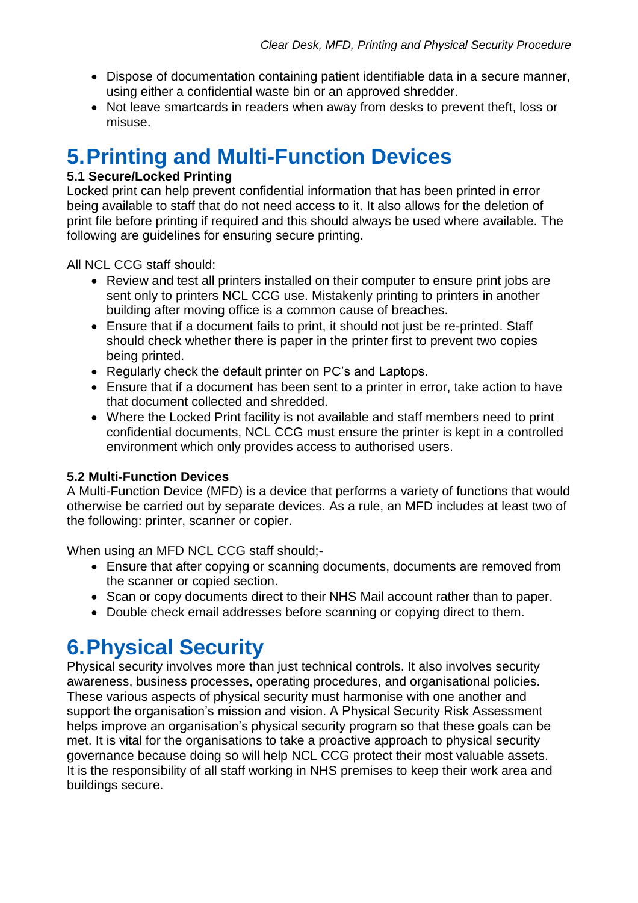- Dispose of documentation containing patient identifiable data in a secure manner, using either a confidential waste bin or an approved shredder.
- Not leave smartcards in readers when away from desks to prevent theft, loss or misuse.

# 5. Printing and Multi-Function Devices

**5.1 Secure/Locked Printing**

Locked print can help prevent confidential information that has been printed in error being available to staff that do not need access to it. It also allows for the deletion of print file before printing if required and this should always be used where available. The following are guidelines for ensuring secure printing.

All NCL CCG staff should:

- Review and test all printers installed on their computer to ensure print jobs are sent only to printers NCL CCG use. Mistakenly printing to printers in another building after moving office is a common cause of breaches.
- Ensure that if a document fails to print, it should not just be re-printed. Staff should check whether there is paper in the printer first to prevent two copies being printed.
- Regularly check the default printer on PC's and Laptops.
- Ensure that if a document has been sent to a printer in error, take action to have that document collected and shredded.
- Where the Locked Print facility is not available and staff members need to print confidential documents, NCL CCG must ensure the printer is kept in a controlled environment which only provides access to authorised users.

**5.2 Multi-Function Devices**

A Multi-Function Device (MFD) is a device that performs a variety of functions that would otherwise be carried out by separate devices. As a rule, an MFD includes at least two of the following: printer, scanner or copier.

When using an MFD NCL CCG staff should;-

- Ensure that after copying or scanning documents, documents are removed from the scanner or copied section.
- Scan or copy documents direct to their NHS Mail account rather than to paper.
- Double check email addresses before scanning or copying direct to them.

# 6. Physical Security

Physical security involves more than just technical controls. It also involves security awareness, business processes, operating procedures, and organisational policies. These various aspects of physical security must harmonise with one another and support the organisation's mission and vision. A Physical Security Risk Assessment helps improve an organisation's physical security program so that these goals can be met. It is vital for the organisations to take a proactive approach to physical security governance because doing so will help NCL CCG protect their most valuable assets. It is the responsibility of all staff working in NHS premises to keep their work area and buildings secure.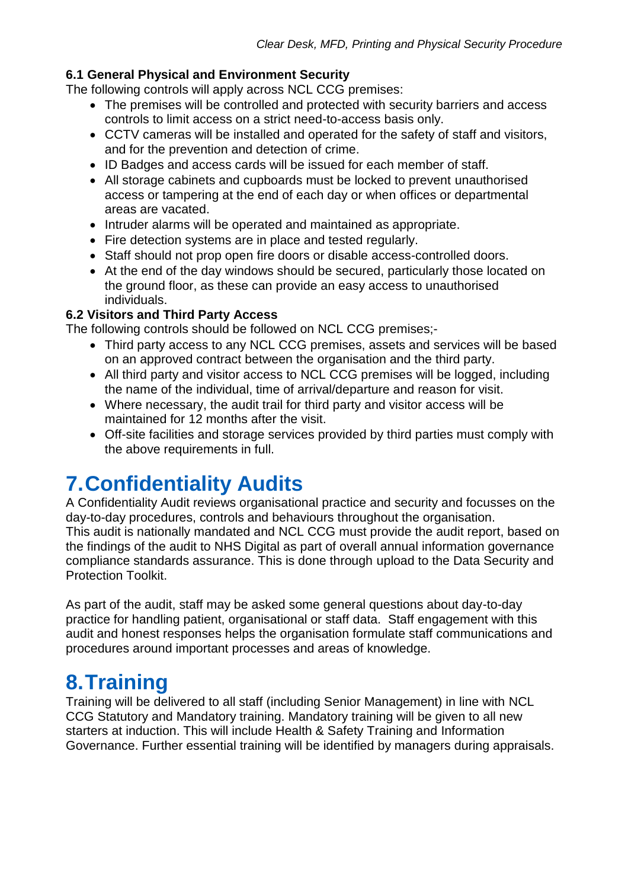### 6.1 General Physical and Environment Security

The following controls will apply across NCL CCG premises:

- The premises will be controlled and protected with security barriers and access controls to limit access on a strict need-to-access basis only.
- CCTV cameras will be installed and operated for the safety of staff and visitors, and for the prevention and detection of crime.
- ID Badges and access cards will be issued for each member of staff.
- All storage cabinets and cupboards must be locked to prevent unauthorised access or tampering at the end of each day or when offices or departmental areas are vacated.
- Intruder alarms will be operated and maintained as appropriate.
- Fire detection systems are in place and tested regularly.
- Staff should not prop open fire doors or disable access-controlled doors.
- At the end of the day windows should be secured, particularly those located on the ground floor, as these can provide an easy access to unauthorised individuals.

### 6.2 Visitors and Third Party Access

The following controls should be followed on NCL CCG premises;-

- Third party access to any NCL CCG premises, assets and services will be based on an approved contract between the organisation and the third party.
- All third party and visitor access to NCL CCG premises will be logged, including the name of the individual, time of arrival/departure and reason for visit.
- Where necessary, the audit trail for third party and visitor access will be maintained for 12 months after the visit.
- Off-site facilities and storage services provided by third parties must comply with the above requirements in full.

# 7. Confidentiality Audits

A Confidentiality Audit reviews organisational practice and security and focusses on the day-to-day procedures, controls and behaviours throughout the organisation.
This audit is nationally mandated and NCL CCG must provide the audit report, based on the findings of the audit to NHS Digital as part of overall annual information governance compliance standards assurance. This is done through upload to the Data Security and Protection Toolkit.

As part of the audit, staff may be asked some general questions about day-to-day practice for handling patient, organisational or staff data. Staff engagement with this audit and honest responses helps the organisation formulate staff communications and procedures around important processes and areas of knowledge.

# 8. Training

Training will be delivered to all staff (including Senior Management) in line with NCL CCG Statutory and Mandatory training. Mandatory training will be given to all new starters at induction. This will include Health & Safety Training and Information Governance. Further essential training will be identified by managers during appraisals.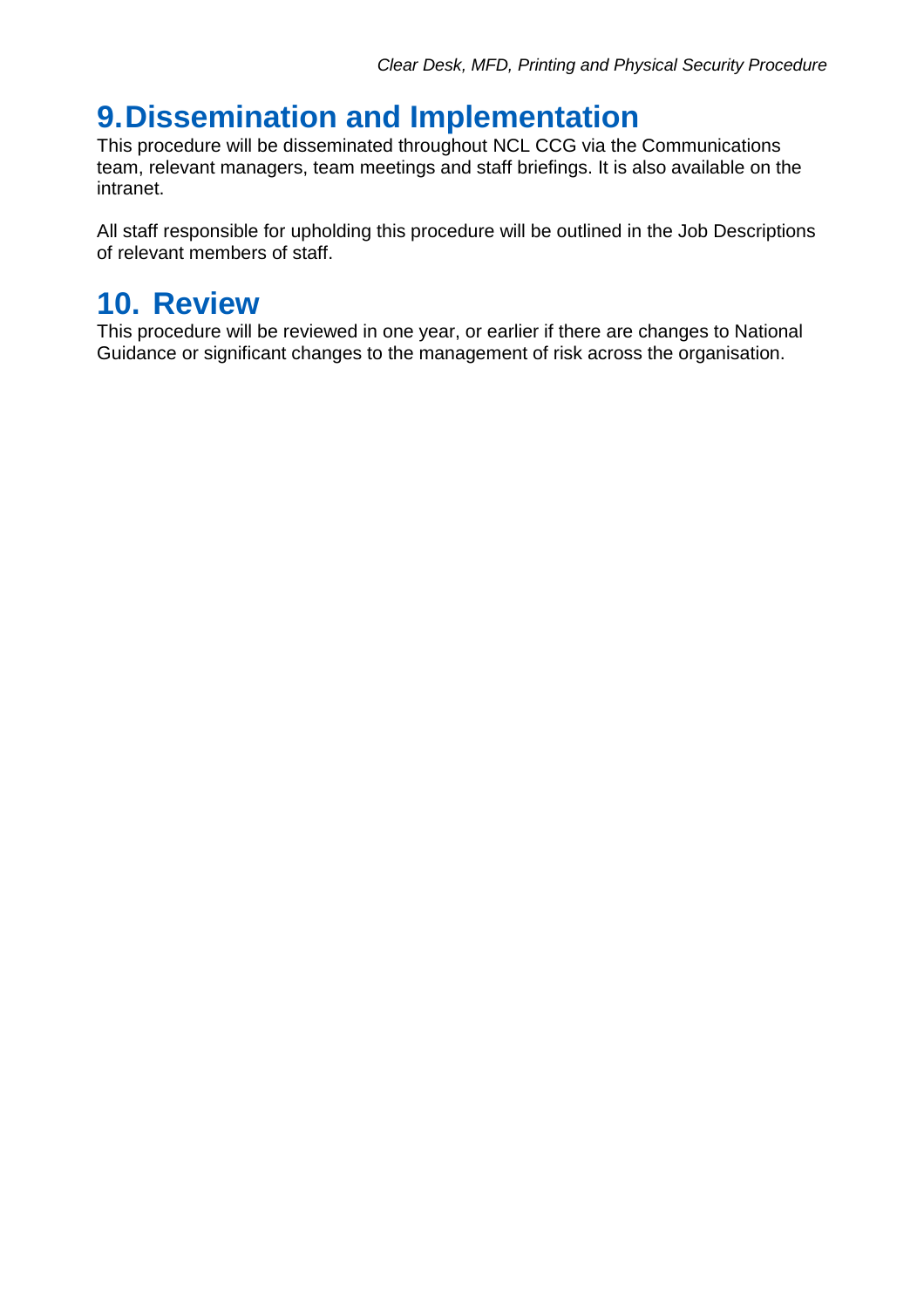# 9. Dissemination and Implementation

This procedure will be disseminated throughout NCL CCG via the Communications team, relevant managers, team meetings and staff briefings. It is also available on the intranet.

All staff responsible for upholding this procedure will be outlined in the Job Descriptions of relevant members of staff.

# 10. Review

This procedure will be reviewed in one year, or earlier if there are changes to National Guidance or significant changes to the management of risk across the organisation.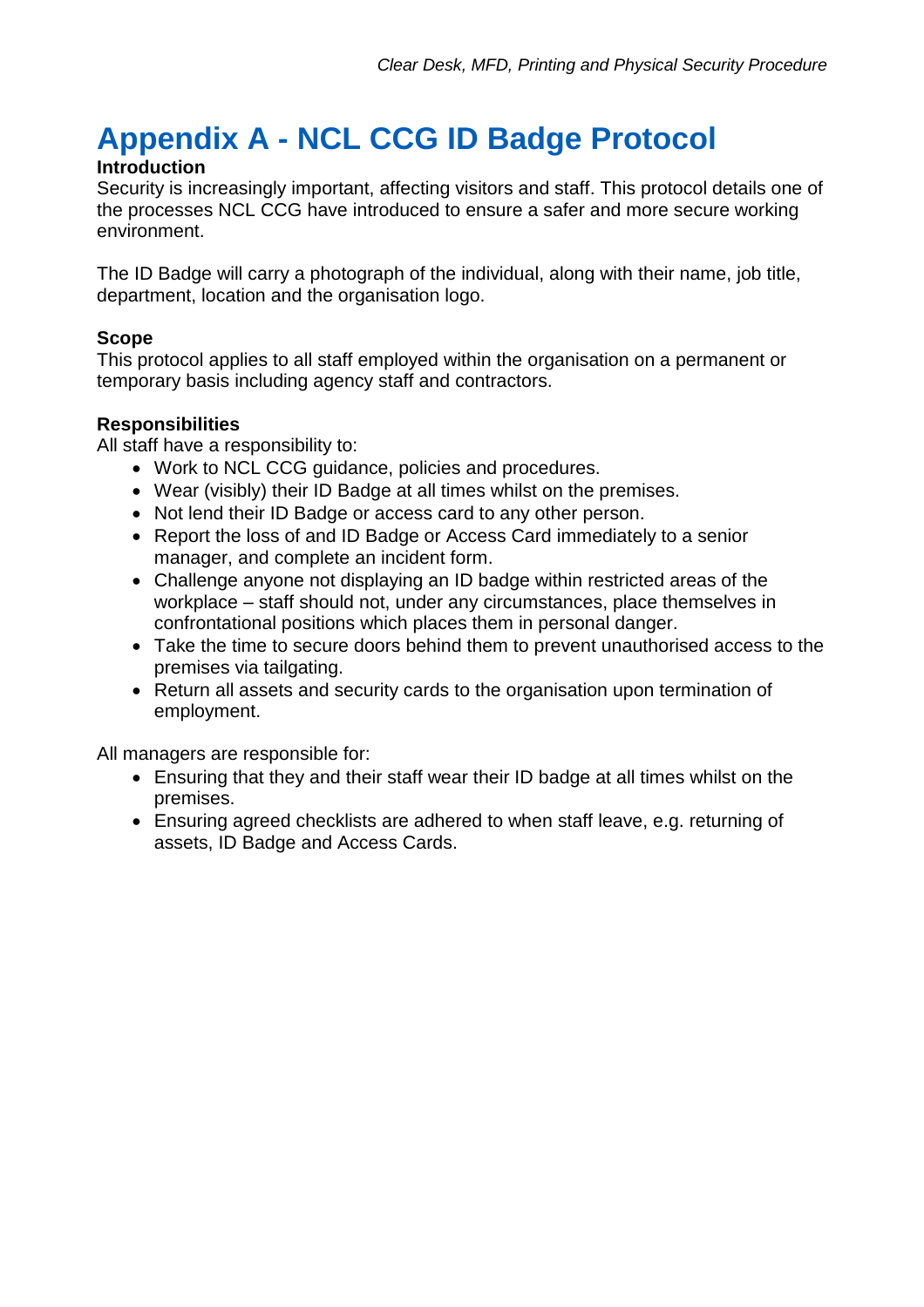# Appendix A - NCL CCG ID Badge Protocol

**Introduction**

Security is increasingly important, affecting visitors and staff. This protocol details one of the processes NCL CCG have introduced to ensure a safer and more secure working environment.

The ID Badge will carry a photograph of the individual, along with their name, job title, department, location and the organisation logo.

**Scope**

This protocol applies to all staff employed within the organisation on a permanent or temporary basis including agency staff and contractors.

**Responsibilities**

All staff have a responsibility to:

- Work to NCL CCG guidance, policies and procedures.
- Wear (visibly) their ID Badge at all times whilst on the premises.
- Not lend their ID Badge or access card to any other person.
- Report the loss of and ID Badge or Access Card immediately to a senior manager, and complete an incident form.
- Challenge anyone not displaying an ID badge within restricted areas of the workplace – staff should not, under any circumstances, place themselves in confrontational positions which places them in personal danger.
- Take the time to secure doors behind them to prevent unauthorised access to the premises via tailgating.
- Return all assets and security cards to the organisation upon termination of employment.

All managers are responsible for:

- Ensuring that they and their staff wear their ID badge at all times whilst on the premises.
- Ensuring agreed checklists are adhered to when staff leave, e.g. returning of assets, ID Badge and Access Cards.